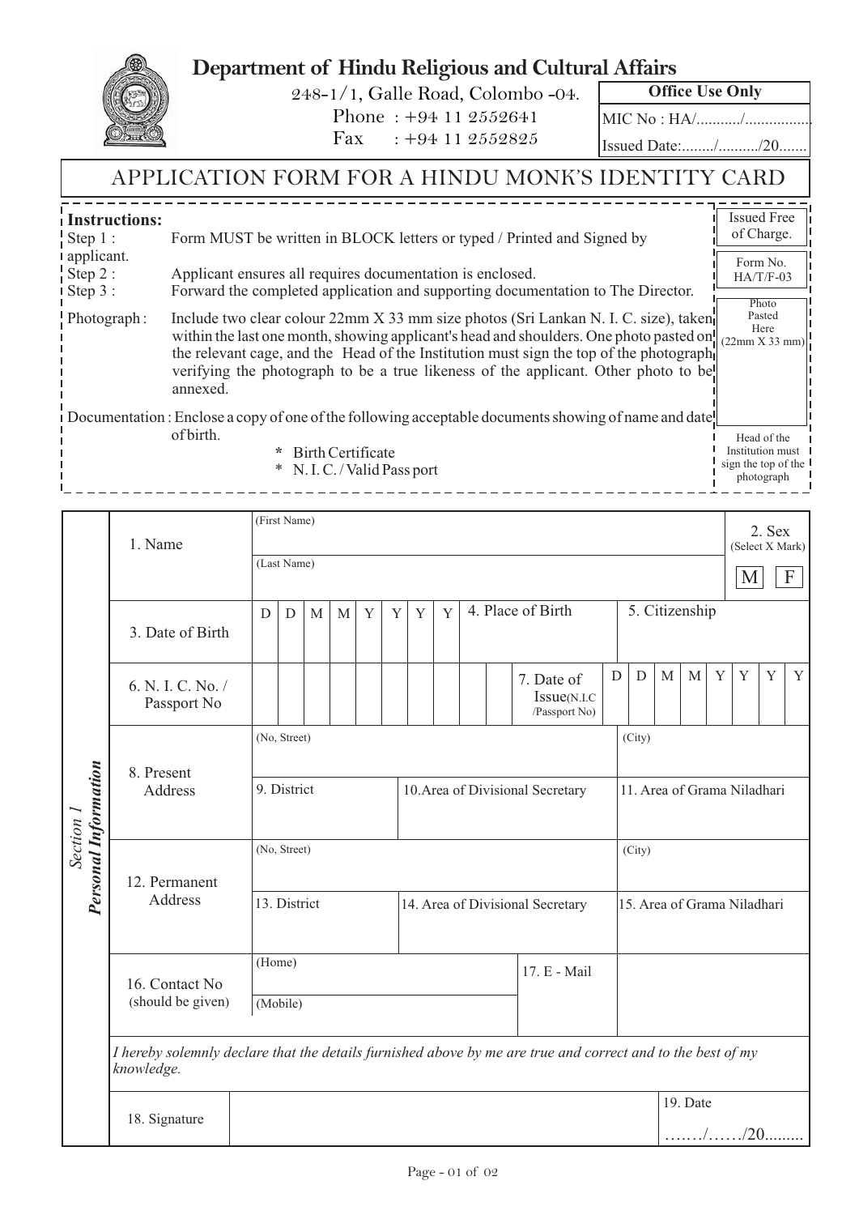# Department of Hindu Religious and Cultural Affairs

248-1/1, Galle Road, Colombo -04.
Phone : +94 11 2552641
Fax : +94 11 2552825

| Office Use Only |
|---|
| MIC No : HA/........../................ |
| Issued Date:......../........../20....... |

## APPLICATION FORM FOR A HINDU MONK'S IDENTITY CARD

Issued Free of Charge.

Form No. HA/T/F-03

**Instructions:**

Step 1 : Form MUST be written in BLOCK letters or typed / Printed and Signed by applicant.

Step 2 : Applicant ensures all requires documentation is enclosed.

Step 3 : Forward the completed application and supporting documentation to The Director.

Photograph : Include two clear colour 22mm X 33 mm size photos (Sri Lankan N. I. C. size), taken within the last one month, showing applicant's head and shoulders. One photo pasted on the relevant cage, and the Head of the Institution must sign the top of the photograph verifying the photograph to be a true likeness of the applicant. Other photo to be annexed.

Documentation : Enclose a copy of one of the following acceptable documents showing of name and date of birth.

* Birth Certificate
* N. I. C. / Valid Pass port

Photo Pasted Here (22mm X 33 mm)

Head of the Institution must sign the top of the photograph

*Section 1 Personal Information*

| | | | |
|---|---|---|---|
| 1. Name | (First Name) | | 2. Sex (Select X Mark) |
| | (Last Name) | | M / F |
| 3. Date of Birth | D D M M Y Y Y Y | 4. Place of Birth | 5. Citizenship |
| 6. N. I. C. No. / Passport No | | 7. Date of Issue(N.I.C /Passport No) | D D M M Y Y Y Y |
| 8. Present Address | (No, Street) | | (City) |
| | 9. District | 10.Area of Divisional Secretary | 11. Area of Grama Niladhari |
| 12. Permanent Address | (No, Street) | | (City) |
| | 13. District | 14. Area of Divisional Secretary | 15. Area of Grama Niladhari |
| 16. Contact No (should be given) | (Home) | 17. E - Mail | |
| | (Mobile) | | |

*I hereby solemnly declare that the details furnished above by me are true and correct and to the best of my knowledge.*

| | | |
|---|---|---|
| 18. Signature | | 19. Date ……/……/20......... |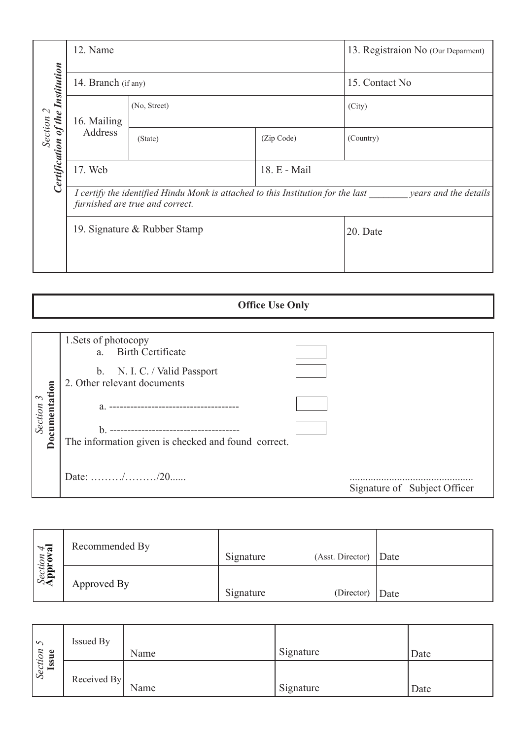| *Section 2* **Certification of the Institution** | | | |
|---|---|---|---|
| 12. Name | | | 13. Registraion No (Our Deparment) |
| 14. Branch (if any) | | | 15. Contact No |
| 16. Mailing Address | (No, Street) | | (City) |
| | (State) | (Zip Code) | (Country) |
| 17. Web | | 18. E - Mail | |
| *I certify the identified Hindu Monk is attached to this Institution for the last ________ years and the details furnished are true and correct.* | | | |
| 19. Signature & Rubber Stamp | | | 20. Date |

**Office Use Only**

*Section 3* **Documentation**

1.Sets of photocopy

a. Birth Certificate ☐

b. N. I. C. / Valid Passport ☐

2. Other relevant documents

a. ------------------------------------- ☐

b. ------------------------------------- ☐

The information given is checked and found correct.

Date: ………/………/20......

..............................................
Signature of Subject Officer

| *Section 4* **Approval** | | | |
|---|---|---|---|
| Recommended By | Signature (Asst. Director) | Date | |
| Approved By | Signature (Director) | Date | |

| *Section 5* **Issue** | | | |
|---|---|---|---|
| Issued By | Name | Signature | Date |
| Received By | Name | Signature | Date |